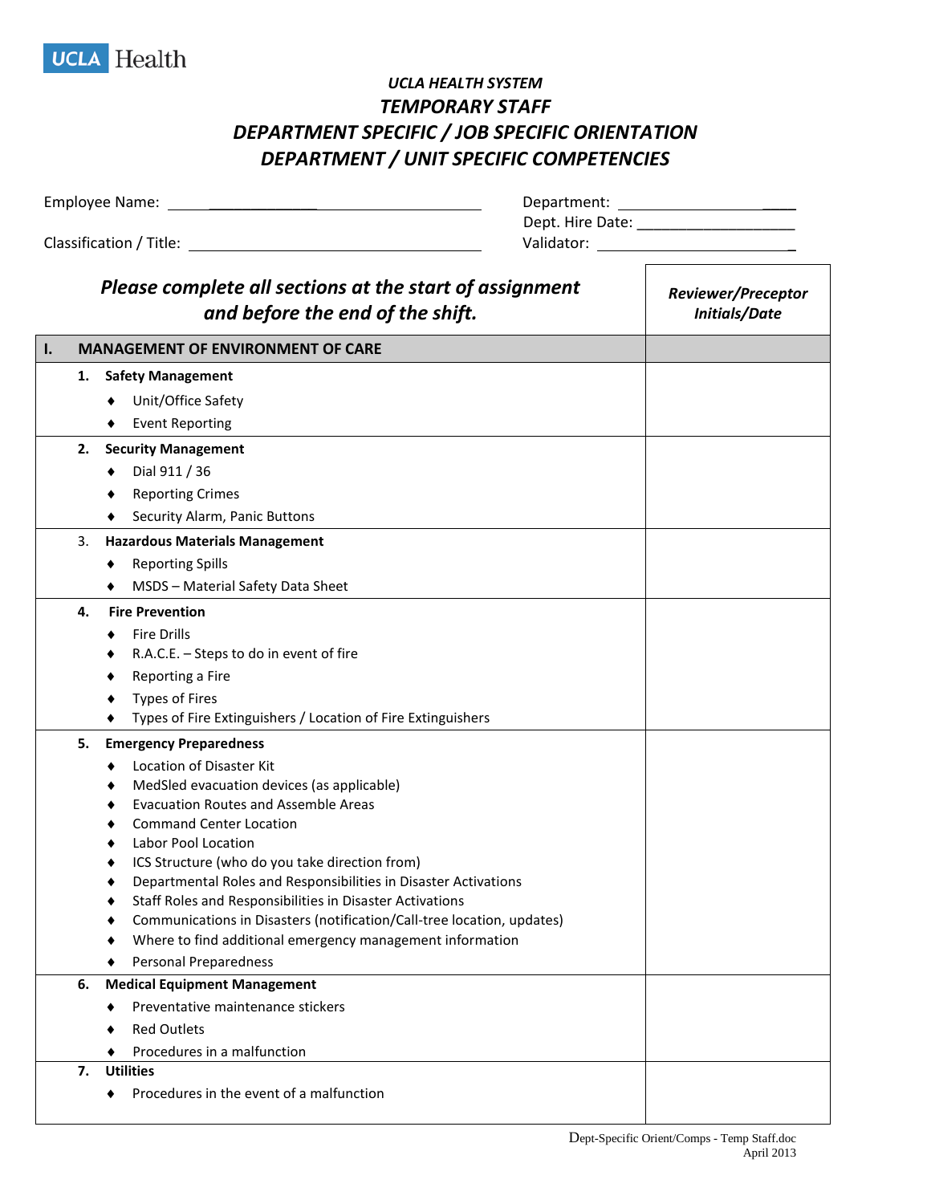UCLA Health

*UCLA HEALTH SYSTEM*

# *TEMPORARY STAFF*

# *DEPARTMENT SPECIFIC / JOB SPECIFIC ORIENTATION*

# *DEPARTMENT / UNIT SPECIFIC COMPETENCIES*

Employee Name: ______________________________ Department: ______________________

Dept. Hire Date: ______________________

Classification / Title: ______________________________ Validator: ______________________

| ***Please complete all sections at the start of assignment and before the end of the shift.*** | ***Reviewer/Preceptor Initials/Date*** |
|---|---|
| **I. MANAGEMENT OF ENVIRONMENT OF CARE** | |
| **1. Safety Management**<br>♦ Unit/Office Safety<br>♦ Event Reporting | |
| **2. Security Management**<br>♦ Dial 911 / 36<br>♦ Reporting Crimes<br>♦ Security Alarm, Panic Buttons | |
| 3. **Hazardous Materials Management**<br>♦ Reporting Spills<br>♦ MSDS – Material Safety Data Sheet | |
| **4. Fire Prevention**<br>♦ Fire Drills<br>♦ R.A.C.E. – Steps to do in event of fire<br>♦ Reporting a Fire<br>♦ Types of Fires<br>♦ Types of Fire Extinguishers / Location of Fire Extinguishers | |
| **5. Emergency Preparedness**<br>♦ Location of Disaster Kit<br>♦ MedSled evacuation devices (as applicable)<br>♦ Evacuation Routes and Assemble Areas<br>♦ Command Center Location<br>♦ Labor Pool Location<br>♦ ICS Structure (who do you take direction from)<br>♦ Departmental Roles and Responsibilities in Disaster Activations<br>♦ Staff Roles and Responsibilities in Disaster Activations<br>♦ Communications in Disasters (notification/Call-tree location, updates)<br>♦ Where to find additional emergency management information<br>♦ Personal Preparedness | |
| **6. Medical Equipment Management**<br>♦ Preventative maintenance stickers<br>♦ Red Outlets<br>♦ Procedures in a malfunction | |
| **7. Utilities**<br>♦ Procedures in the event of a malfunction | |

Dept-Specific Orient/Comps - Temp Staff.doc
April 2013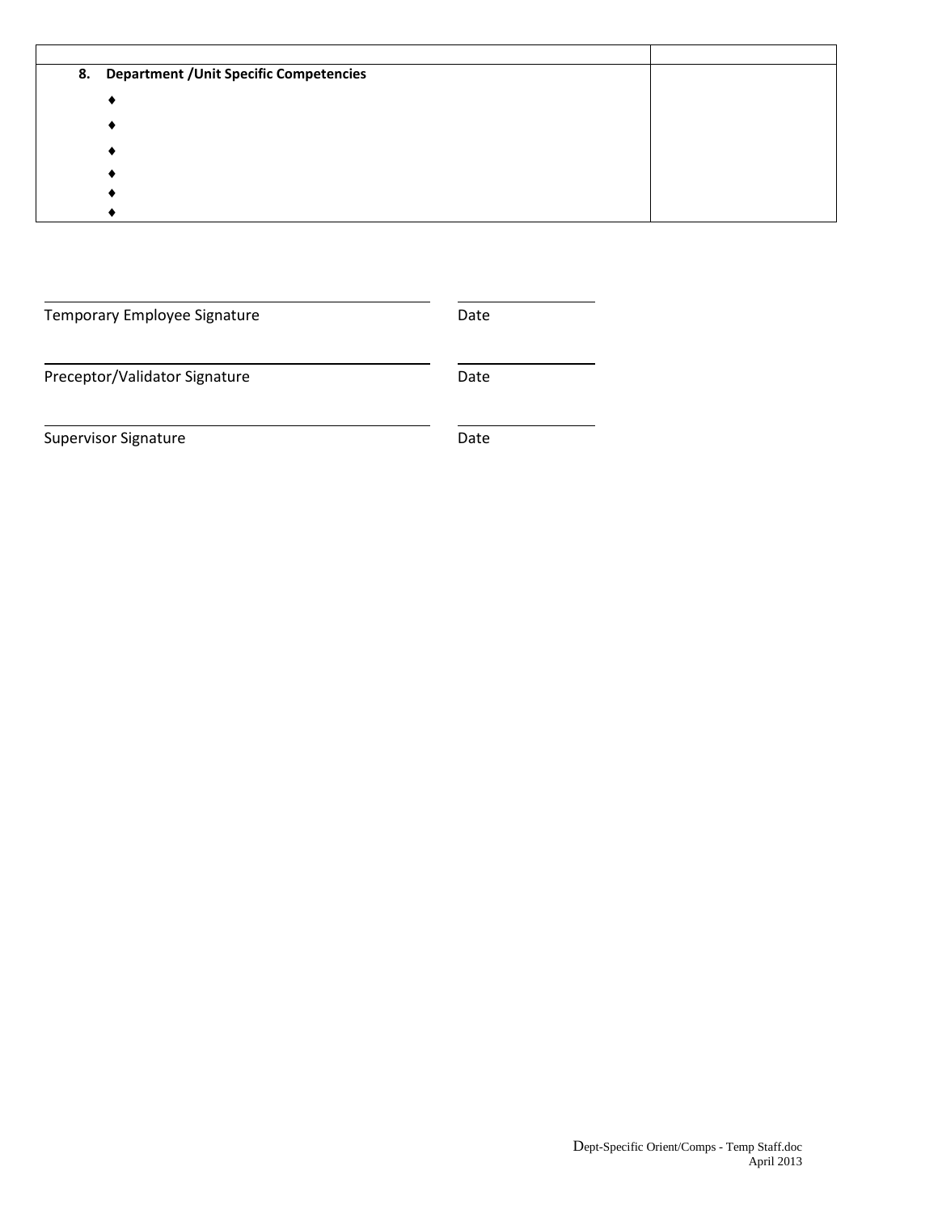| | |
|---|---|
| **8. Department /Unit Specific Competencies**<br>♦<br>♦<br>♦<br>♦<br>♦<br>♦ | |

______________________________ ______________
Temporary Employee Signature Date

______________________________ ______________
Preceptor/Validator Signature Date

______________________________ ______________
Supervisor Signature Date

Dept-Specific Orient/Comps - Temp Staff.doc
April 2013